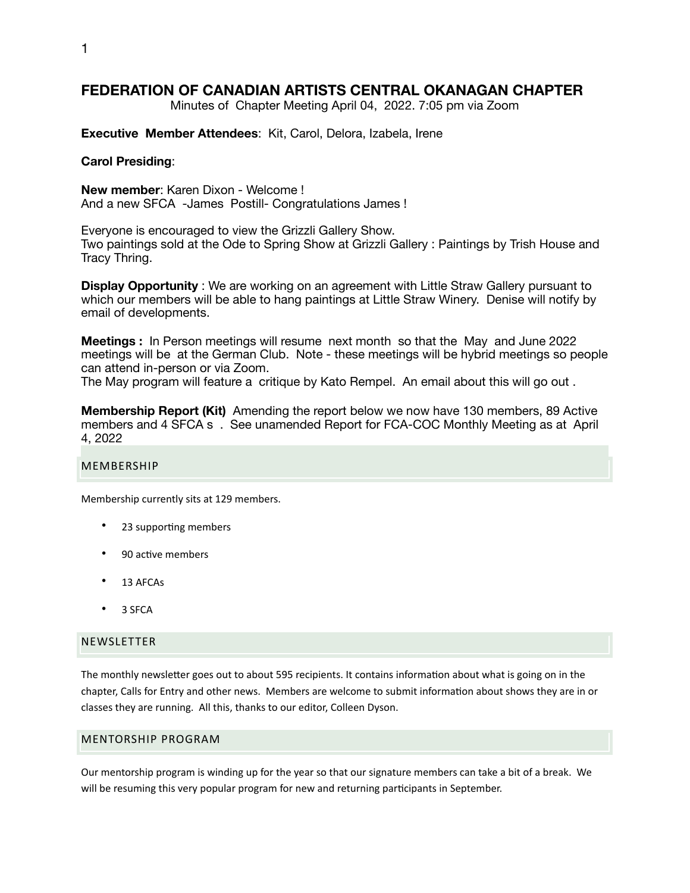# FEDERATION OF CANADIAN ARTISTS CENTRAL OKANAGAN CHAPTER

Minutes of Chapter Meeting April 04, 2022. 7:05 pm via Zoom

**Executive Member Attendees**: Kit, Carol, Delora, Izabela, Irene

**Carol Presiding**:

**New member**: Karen Dixon - Welcome !
And a new SFCA -James Postill- Congratulations James !

Everyone is encouraged to view the Grizzli Gallery Show.
Two paintings sold at the Ode to Spring Show at Grizzli Gallery : Paintings by Trish House and Tracy Thring.

**Display Opportunity** : We are working on an agreement with Little Straw Gallery pursuant to which our members will be able to hang paintings at Little Straw Winery. Denise will notify by email of developments.

**Meetings :** In Person meetings will resume next month so that the May and June 2022 meetings will be at the German Club. Note - these meetings will be hybrid meetings so people can attend in-person or via Zoom.
The May program will feature a critique by Kato Rempel. An email about this will go out .

**Membership Report (Kit)** Amending the report below we now have 130 members, 89 Active members and 4 SFCA s . See unamended Report for FCA-COC Monthly Meeting as at April 4, 2022

## MEMBERSHIP

Membership currently sits at 129 members.

- 23 supporting members
- 90 active members
- 13 AFCAs
- 3 SFCA

## NEWSLETTER

The monthly newsletter goes out to about 595 recipients. It contains information about what is going on in the chapter, Calls for Entry and other news. Members are welcome to submit information about shows they are in or classes they are running. All this, thanks to our editor, Colleen Dyson.

## MENTORSHIP PROGRAM

Our mentorship program is winding up for the year so that our signature members can take a bit of a break. We will be resuming this very popular program for new and returning participants in September.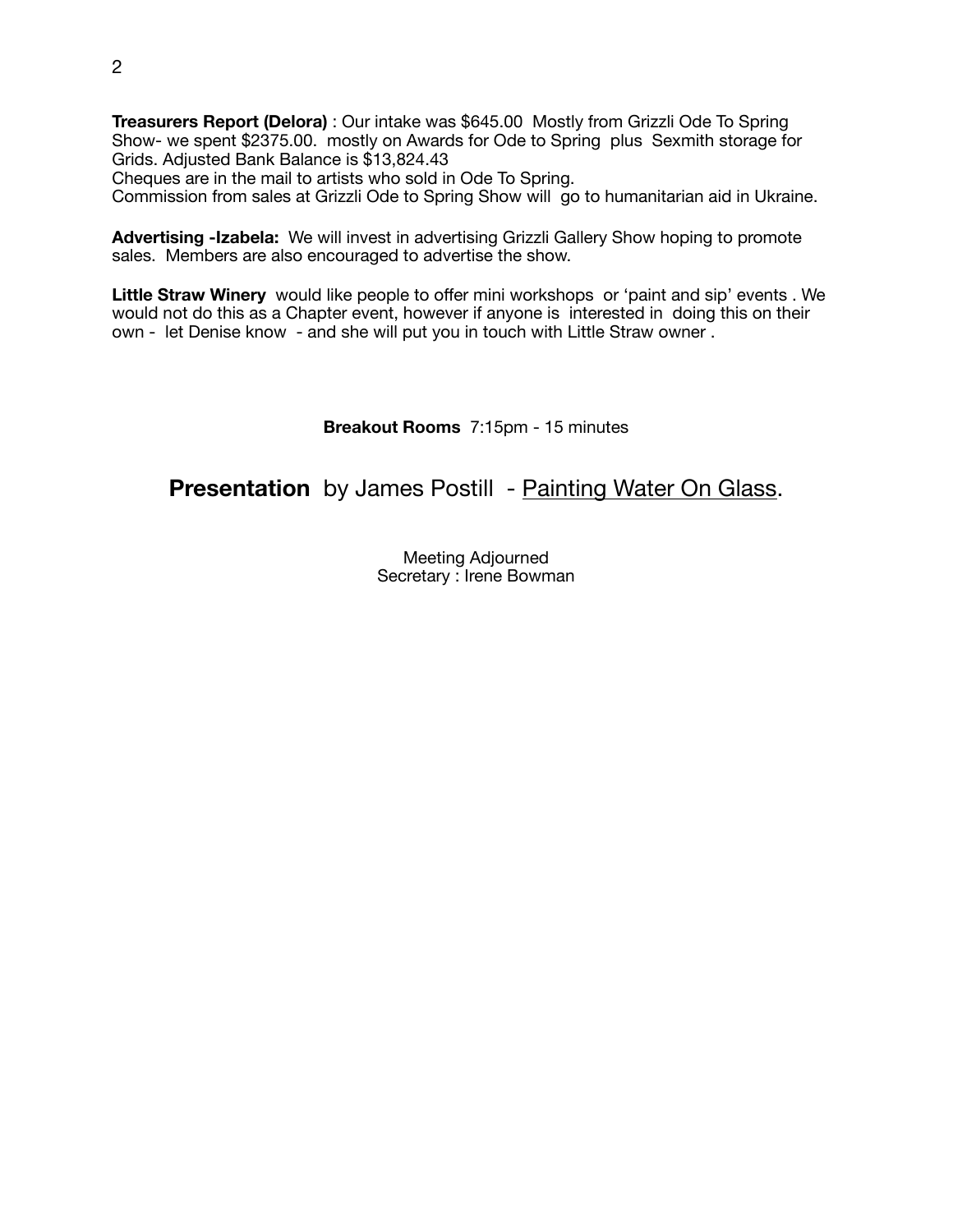**Treasurers Report (Delora)** : Our intake was $645.00 Mostly from Grizzli Ode To Spring Show- we spent $2375.00. mostly on Awards for Ode to Spring plus Sexmith storage for Grids. Adjusted Bank Balance is $13,824.43
Cheques are in the mail to artists who sold in Ode To Spring.
Commission from sales at Grizzli Ode to Spring Show will go to humanitarian aid in Ukraine.

**Advertising -Izabela:** We will invest in advertising Grizzli Gallery Show hoping to promote sales. Members are also encouraged to advertise the show.

**Little Straw Winery** would like people to offer mini workshops or 'paint and sip' events . We would not do this as a Chapter event, however if anyone is interested in doing this on their own - let Denise know - and she will put you in touch with Little Straw owner .

**Breakout Rooms** 7:15pm - 15 minutes

## **Presentation** by James Postill - Painting Water On Glass.

Meeting Adjourned
Secretary : Irene Bowman